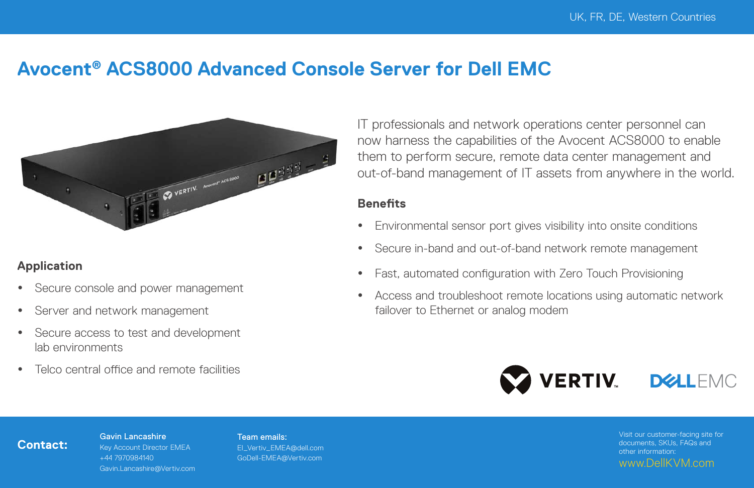UK, FR, DE, Western Countries

# Avocent® ACS8000 Advanced Console Server for Dell EMC

IT professionals and network operations center personnel can now harness the capabilities of the Avocent ACS8000 to enable them to perform secure, remote data center management and out-of-band management of IT assets from anywhere in the world.

## Application

- Secure console and power management
- Server and network management
- Secure access to test and development lab environments
- Telco central office and remote facilities

## Benefits

- Environmental sensor port gives visibility into onsite conditions
- Secure in-band and out-of-band network remote management
- Fast, automated configuration with Zero Touch Provisioning
- Access and troubleshoot remote locations using automatic network failover to Ethernet or analog modem

**Contact:**

Gavin Lancashire
Key Account Director EMEA
+44 7970984140
Gavin.Lancashire@Vertiv.com

Team emails:
EI_Vertiv_EMEA@dell.com
GoDell-EMEA@Vertiv.com

Visit our customer-facing site for documents, SKUs, FAQs and other information:
www.DellKVM.com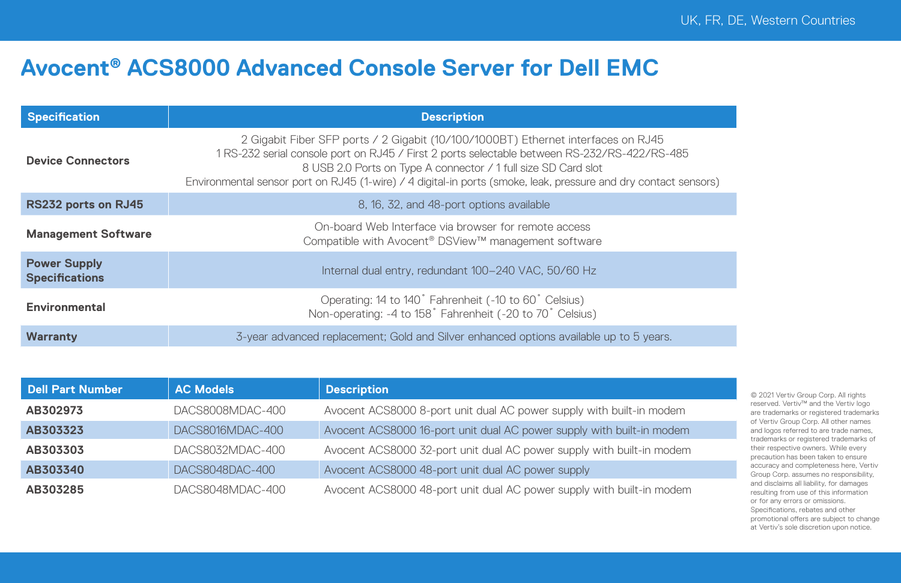# Avocent® ACS8000 Advanced Console Server for Dell EMC

| Specification | Description |
|---|---|
| **Device Connectors** | 2 Gigabit Fiber SFP ports / 2 Gigabit (10/100/1000BT) Ethernet interfaces on RJ45<br>1 RS-232 serial console port on RJ45 / First 2 ports selectable between RS-232/RS-422/RS-485<br>8 USB 2.0 Ports on Type A connector / 1 full size SD Card slot<br>Environmental sensor port on RJ45 (1-wire) / 4 digital-in ports (smoke, leak, pressure and dry contact sensors) |
| **RS232 ports on RJ45** | 8, 16, 32, and 48-port options available |
| **Management Software** | On-board Web Interface via browser for remote access<br>Compatible with Avocent® DSView™ management software |
| **Power Supply Specifications** | Internal dual entry, redundant 100–240 VAC, 50/60 Hz |
| **Environmental** | Operating: 14 to 140˚ Fahrenheit (-10 to 60˚ Celsius)<br>Non-operating: -4 to 158˚ Fahrenheit (-20 to 70˚ Celsius) |
| **Warranty** | 3-year advanced replacement; Gold and Silver enhanced options available up to 5 years. |

| Dell Part Number | AC Models | Description |
|---|---|---|
| **AB302973** | DACS8008MDAC-400 | Avocent ACS8000 8-port unit dual AC power supply with built-in modem |
| **AB303323** | DACS8016MDAC-400 | Avocent ACS8000 16-port unit dual AC power supply with built-in modem |
| **AB303303** | DACS8032MDAC-400 | Avocent ACS8000 32-port unit dual AC power supply with built-in modem |
| **AB303340** | DACS8048DAC-400 | Avocent ACS8000 48-port unit dual AC power supply |
| **AB303285** | DACS8048MDAC-400 | Avocent ACS8000 48-port unit dual AC power supply with built-in modem |

© 2021 Vertiv Group Corp. All rights reserved. Vertiv™ and the Vertiv logo are trademarks or registered trademarks of Vertiv Group Corp. All other names and logos referred to are trade names, trademarks or registered trademarks of their respective owners. While every precaution has been taken to ensure accuracy and completeness here, Vertiv Group Corp. assumes no responsibility, and disclaims all liability, for damages resulting from use of this information or for any errors or omissions. Specifications, rebates and other promotional offers are subject to change at Vertiv's sole discretion upon notice.